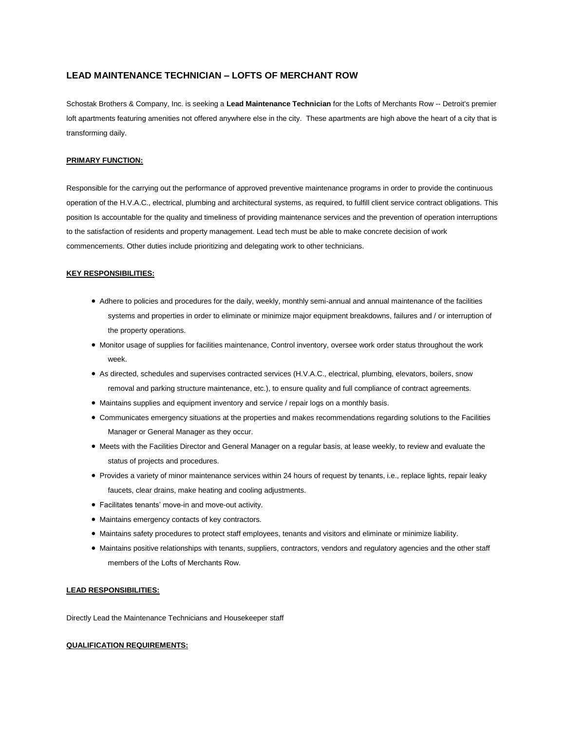# LEAD MAINTENANCE TECHNICIAN – LOFTS OF MERCHANT ROW

Schostak Brothers & Company, Inc. is seeking a **Lead Maintenance Technician** for the Lofts of Merchants Row -- Detroit's premier loft apartments featuring amenities not offered anywhere else in the city. These apartments are high above the heart of a city that is transforming daily.

**PRIMARY FUNCTION:**

Responsible for the carrying out the performance of approved preventive maintenance programs in order to provide the continuous operation of the H.V.A.C., electrical, plumbing and architectural systems, as required, to fulfill client service contract obligations. This position Is accountable for the quality and timeliness of providing maintenance services and the prevention of operation interruptions to the satisfaction of residents and property management. Lead tech must be able to make concrete decision of work commencements. Other duties include prioritizing and delegating work to other technicians.

**KEY RESPONSIBILITIES:**

- Adhere to policies and procedures for the daily, weekly, monthly semi-annual and annual maintenance of the facilities systems and properties in order to eliminate or minimize major equipment breakdowns, failures and / or interruption of the property operations.
- Monitor usage of supplies for facilities maintenance, Control inventory, oversee work order status throughout the work week.
- As directed, schedules and supervises contracted services (H.V.A.C., electrical, plumbing, elevators, boilers, snow removal and parking structure maintenance, etc.), to ensure quality and full compliance of contract agreements.
- Maintains supplies and equipment inventory and service / repair logs on a monthly basis.
- Communicates emergency situations at the properties and makes recommendations regarding solutions to the Facilities Manager or General Manager as they occur.
- Meets with the Facilities Director and General Manager on a regular basis, at lease weekly, to review and evaluate the status of projects and procedures.
- Provides a variety of minor maintenance services within 24 hours of request by tenants, i.e., replace lights, repair leaky faucets, clear drains, make heating and cooling adjustments.
- Facilitates tenants' move-in and move-out activity.
- Maintains emergency contacts of key contractors.
- Maintains safety procedures to protect staff employees, tenants and visitors and eliminate or minimize liability.
- Maintains positive relationships with tenants, suppliers, contractors, vendors and regulatory agencies and the other staff members of the Lofts of Merchants Row.

**LEAD RESPONSIBILITIES:**

Directly Lead the Maintenance Technicians and Housekeeper staff

**QUALIFICATION REQUIREMENTS:**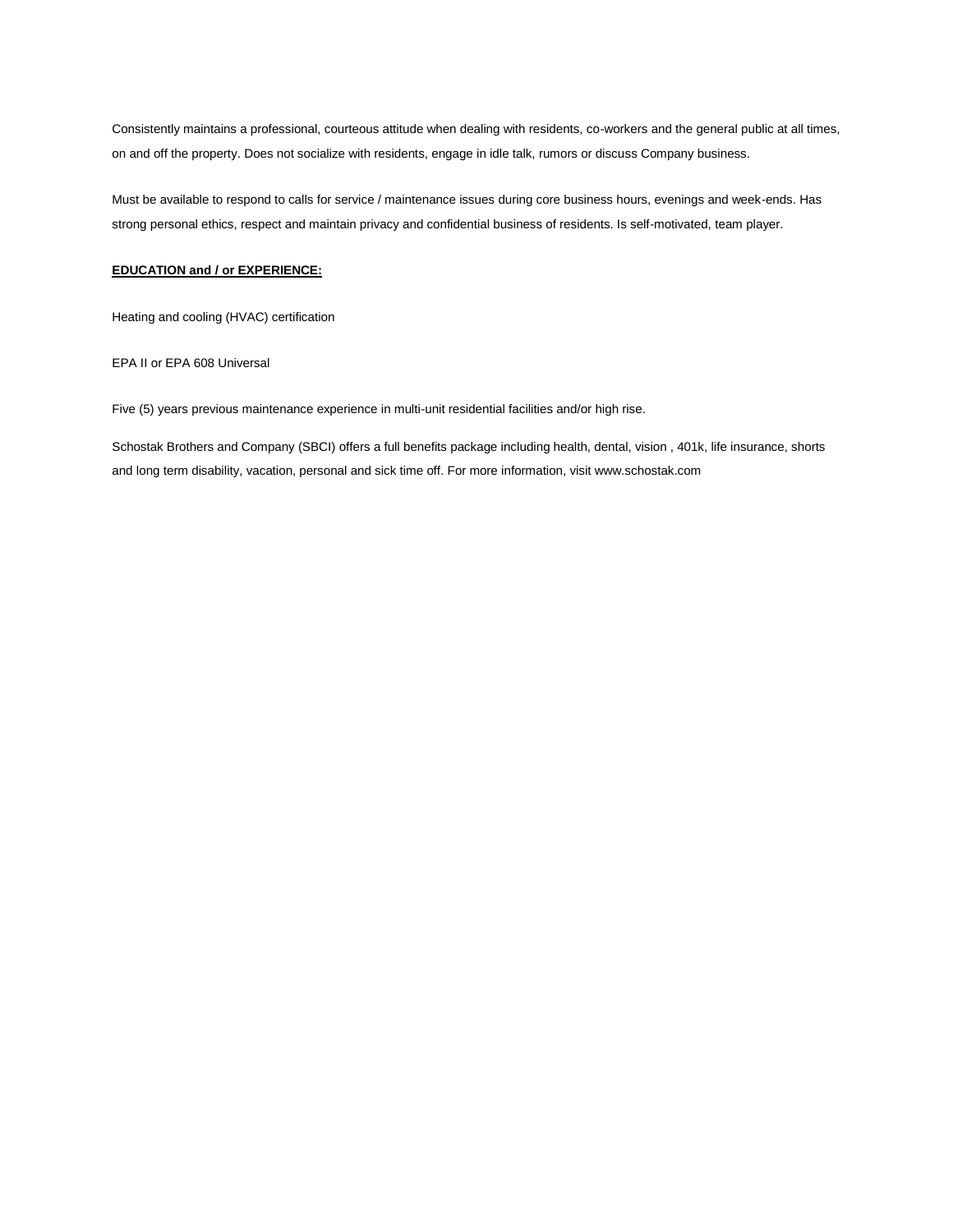Consistently maintains a professional, courteous attitude when dealing with residents, co-workers and the general public at all times, on and off the property. Does not socialize with residents, engage in idle talk, rumors or discuss Company business.

Must be available to respond to calls for service / maintenance issues during core business hours, evenings and week-ends. Has strong personal ethics, respect and maintain privacy and confidential business of residents. Is self-motivated, team player.

**EDUCATION and / or EXPERIENCE:**

Heating and cooling (HVAC) certification

EPA II or EPA 608 Universal

Five (5) years previous maintenance experience in multi-unit residential facilities and/or high rise.

Schostak Brothers and Company (SBCI) offers a full benefits package including health, dental, vision , 401k, life insurance, shorts and long term disability, vacation, personal and sick time off. For more information, visit www.schostak.com